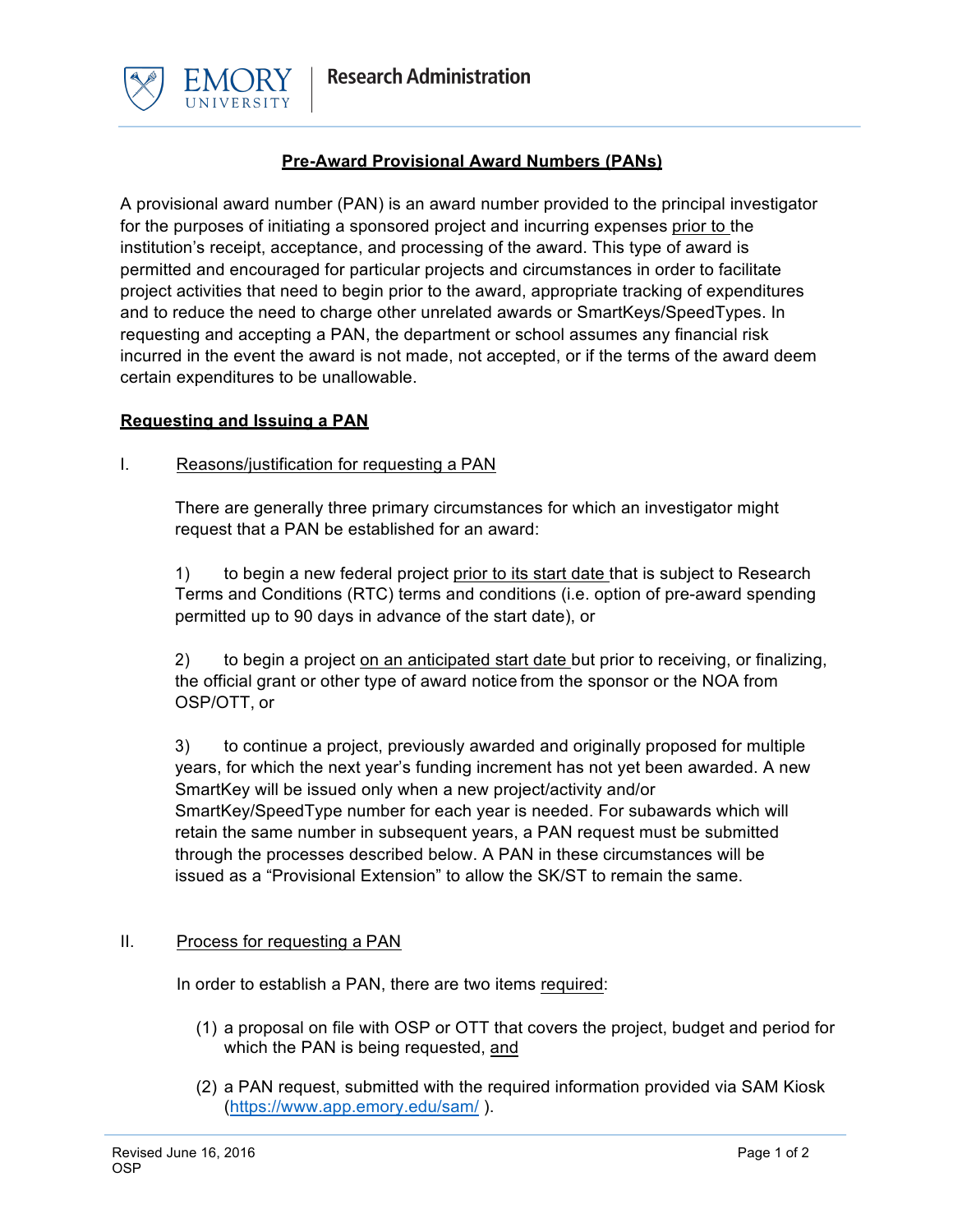## Pre-Award Provisional Award Numbers (PANs)

A provisional award number (PAN) is an award number provided to the principal investigator for the purposes of initiating a sponsored project and incurring expenses prior to the institution's receipt, acceptance, and processing of the award. This type of award is permitted and encouraged for particular projects and circumstances in order to facilitate project activities that need to begin prior to the award, appropriate tracking of expenditures and to reduce the need to charge other unrelated awards or SmartKeys/SpeedTypes. In requesting and accepting a PAN, the department or school assumes any financial risk incurred in the event the award is not made, not accepted, or if the terms of the award deem certain expenditures to be unallowable.

### Requesting and Issuing a PAN

I. Reasons/justification for requesting a PAN

There are generally three primary circumstances for which an investigator might request that a PAN be established for an award:

1) to begin a new federal project prior to its start date that is subject to Research Terms and Conditions (RTC) terms and conditions (i.e. option of pre-award spending permitted up to 90 days in advance of the start date), or

2) to begin a project on an anticipated start date but prior to receiving, or finalizing, the official grant or other type of award notice from the sponsor or the NOA from OSP/OTT, or

3) to continue a project, previously awarded and originally proposed for multiple years, for which the next year's funding increment has not yet been awarded. A new SmartKey will be issued only when a new project/activity and/or SmartKey/SpeedType number for each year is needed. For subawards which will retain the same number in subsequent years, a PAN request must be submitted through the processes described below. A PAN in these circumstances will be issued as a "Provisional Extension" to allow the SK/ST to remain the same.

II. Process for requesting a PAN

In order to establish a PAN, there are two items required:

(1) a proposal on file with OSP or OTT that covers the project, budget and period for which the PAN is being requested, and

(2) a PAN request, submitted with the required information provided via SAM Kiosk (https://www.app.emory.edu/sam/ ).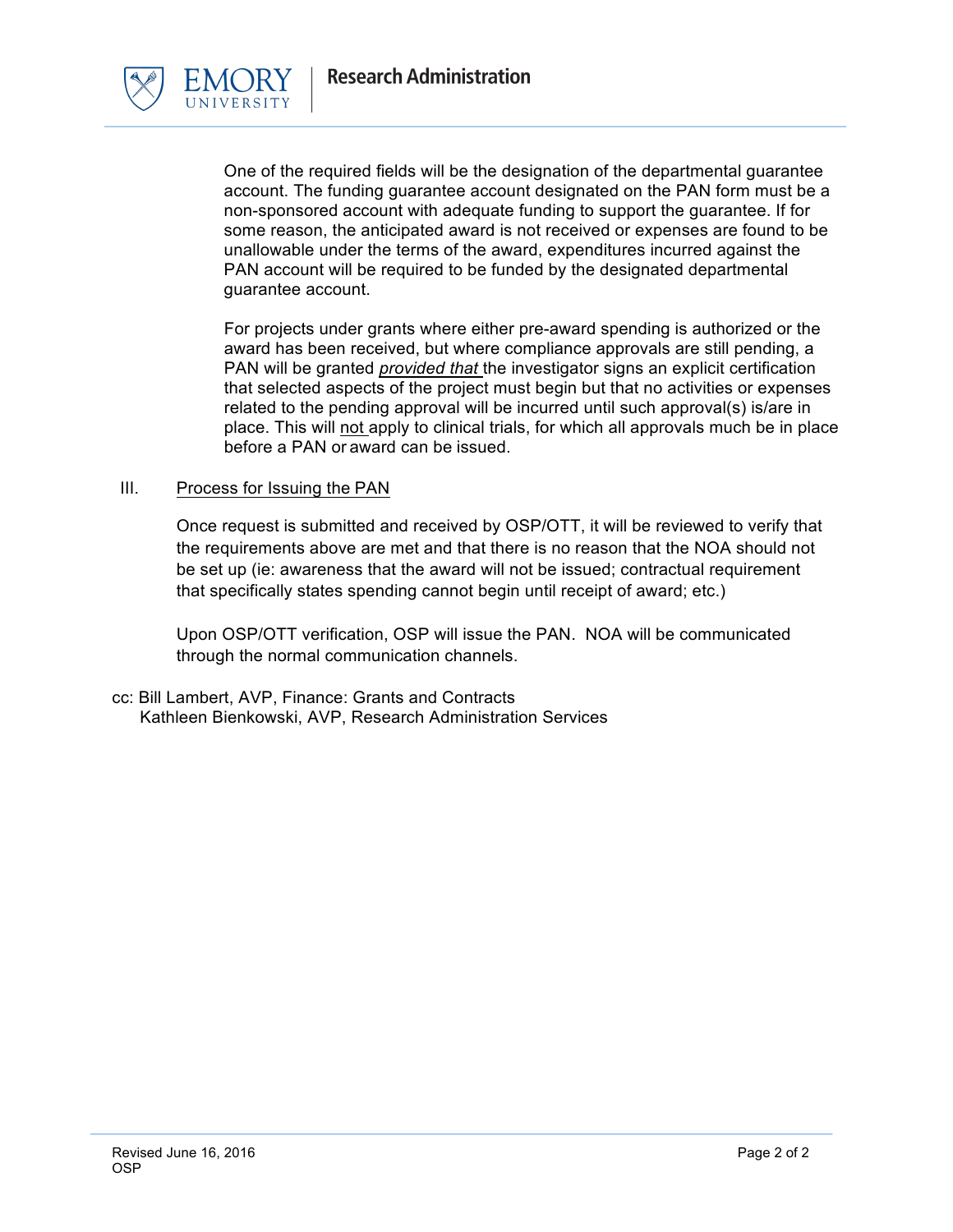One of the required fields will be the designation of the departmental guarantee account. The funding guarantee account designated on the PAN form must be a non-sponsored account with adequate funding to support the guarantee. If for some reason, the anticipated award is not received or expenses are found to be unallowable under the terms of the award, expenditures incurred against the PAN account will be required to be funded by the designated departmental guarantee account.

For projects under grants where either pre-award spending is authorized or the award has been received, but where compliance approvals are still pending, a PAN will be granted *provided that* the investigator signs an explicit certification that selected aspects of the project must begin but that no activities or expenses related to the pending approval will be incurred until such approval(s) is/are in place. This will not apply to clinical trials, for which all approvals much be in place before a PAN or award can be issued.

III. Process for Issuing the PAN

Once request is submitted and received by OSP/OTT, it will be reviewed to verify that the requirements above are met and that there is no reason that the NOA should not be set up (ie: awareness that the award will not be issued; contractual requirement that specifically states spending cannot begin until receipt of award; etc.)

Upon OSP/OTT verification, OSP will issue the PAN. NOA will be communicated through the normal communication channels.

cc: Bill Lambert, AVP, Finance: Grants and Contracts
Kathleen Bienkowski, AVP, Research Administration Services